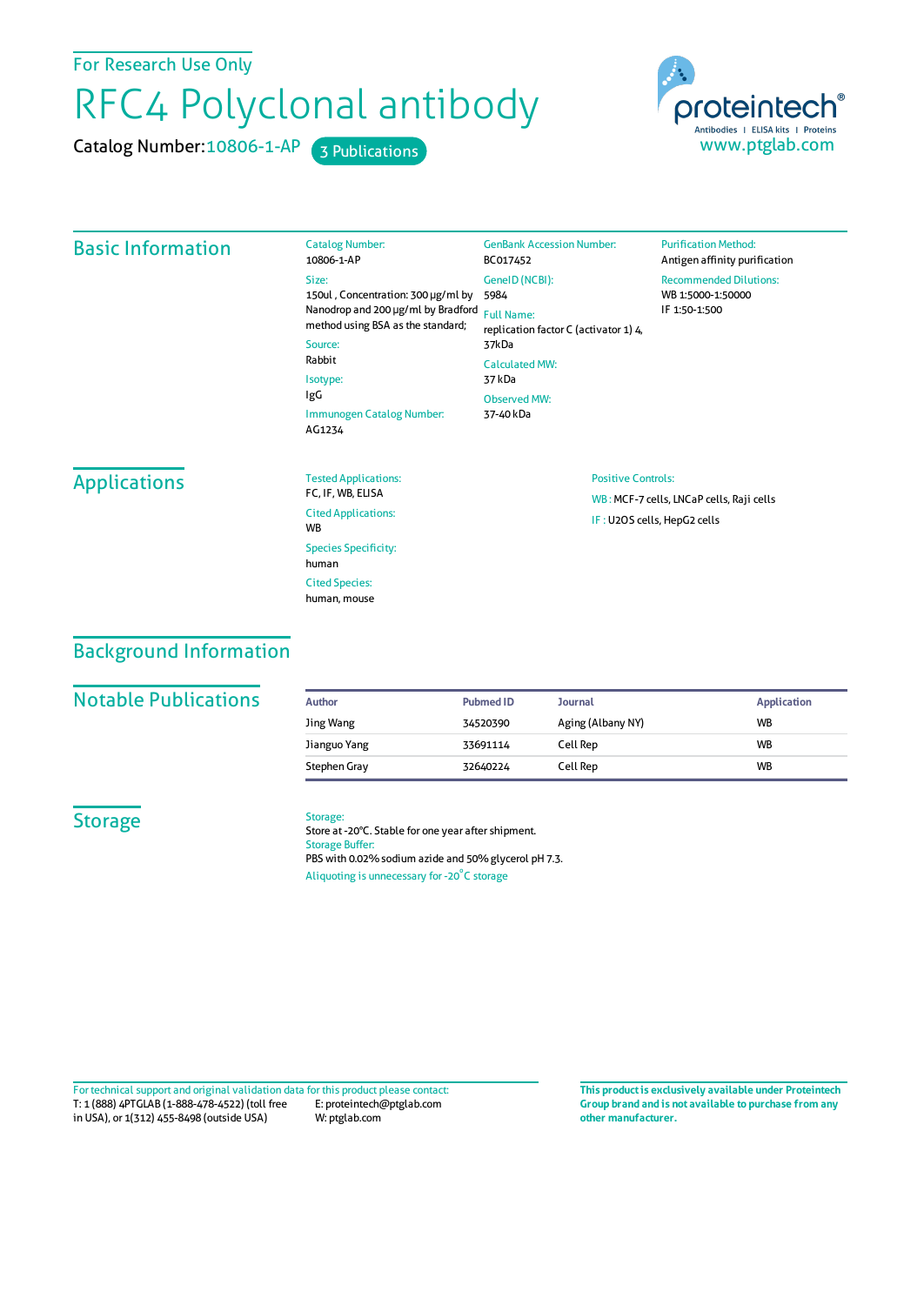For Research Use Only

# RFC4 Polyclonal antibody

Catalog Number: 10806-1-AP    3 Publications

proteintech® Antibodies | ELISA kits | Proteins
www.ptglab.com

## Basic Information

Catalog Number:
10806-1-AP

Size:
150ul , Concentration: 300 μg/ml by Nanodrop and 200 μg/ml by Bradford method using BSA as the standard;

Source:
Rabbit

Isotype:
IgG

Immunogen Catalog Number:
AG1234

GenBank Accession Number:
BC017452

GeneID (NCBI):
5984

Full Name:
replication factor C (activator 1) 4, 37kDa

Calculated MW:
37 kDa

Observed MW:
37-40 kDa

Purification Method:
Antigen affinity purification

Recommended Dilutions:
WB 1:5000-1:50000
IF 1:50-1:500

## Applications

Tested Applications:
FC, IF, WB, ELISA

Cited Applications:
WB

Species Specificity:
human

Cited Species:
human, mouse

Positive Controls:

WB : MCF-7 cells, LNCaP cells, Raji cells

IF : U2OS cells, HepG2 cells

## Background Information

## Notable Publications

| Author | Pubmed ID | Journal | Application |
|---|---|---|---|
| Jing Wang | 34520390 | Aging (Albany NY) | WB |
| Jianguo Yang | 33691114 | Cell Rep | WB |
| Stephen Gray | 32640224 | Cell Rep | WB |

## Storage

Storage:
Store at -20°C. Stable for one year after shipment.

Storage Buffer:
PBS with 0.02% sodium azide and 50% glycerol pH 7.3.

Aliquoting is unnecessary for -20°C storage

For technical support and original validation data for this product please contact:
T: 1 (888) 4PTGLAB (1-888-478-4522) (toll free in USA), or 1(312) 455-8498 (outside USA)
E: proteintech@ptglab.com
W: ptglab.com

**This product is exclusively available under Proteintech Group brand and is not available to purchase from any other manufacturer.**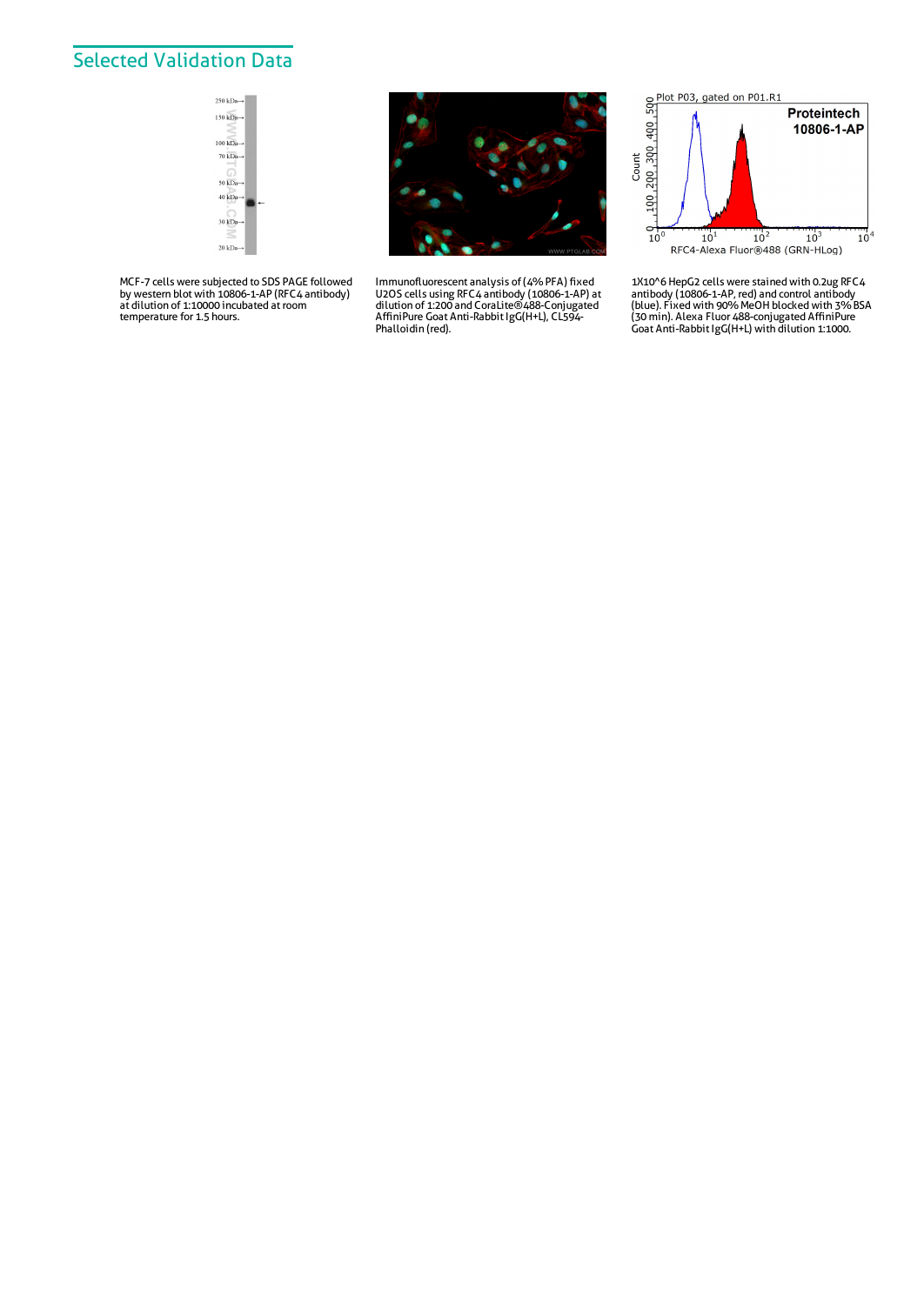## Selected Validation Data

250 kDa→
150 kDa→
100 kDa→
70 kDa→
50 kDa→
40 kDa→
30 kDa→
20 kDa→

MCF-7 cells were subjected to SDS PAGE followed by western blot with 10806-1-AP (RFC4 antibody) at dilution of 1:10000 incubated at room temperature for 1.5 hours.

WWW.PTGLAB.COM

Immunofluorescent analysis of (4% PFA) fixed U2OS cells using RFC4 antibody (10806-1-AP) at dilution of 1:200 and CoraLite®488-Conjugated AffiniPure Goat Anti-Rabbit IgG(H+L), CL594-Phalloidin (red).

Plot P03, gated on P01.R1

Proteintech
10806-1-AP

Count

0 100 200 300 400 500

$10^0$ $10^1$ $10^2$ $10^3$ $10^4$

RFC4-Alexa Fluor®488 (GRN-HLog)

1X10^6 HepG2 cells were stained with 0.2ug RFC4 antibody (10806-1-AP, red) and control antibody (blue). Fixed with 90% MeOH blocked with 3% BSA (30 min). Alexa Fluor 488-conjugated AffiniPure Goat Anti-Rabbit IgG(H+L) with dilution 1:1000.